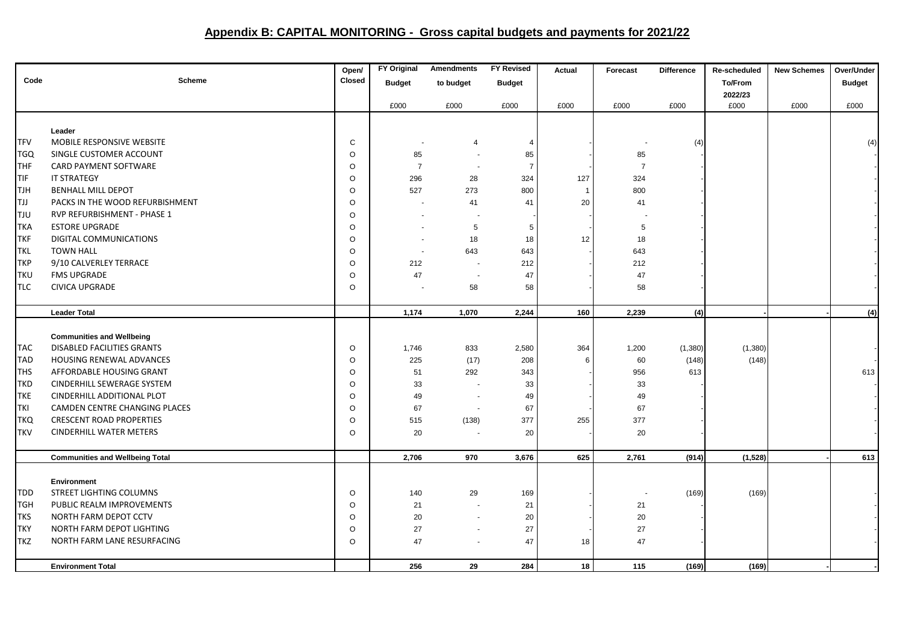# Appendix B: CAPITAL MONITORING - Gross capital budgets and payments for 2021/22

| Code | Scheme | Open/ Closed | FY Original Budget | Amendments to budget | FY Revised Budget | Actual | Forecast | Difference | Re-scheduled To/From 2022/23 | New Schemes | Over/Under Budget |
|---|---|---|---|---|---|---|---|---|---|---|---|
| | | | £000 | £000 | £000 | £000 | £000 | £000 | £000 | £000 | £000 |
| | **Leader** | | | | | | | | | | |
| TFV | MOBILE RESPONSIVE WEBSITE | C | - | 4 | 4 | - | - | (4) | | | (4) |
| TGQ | SINGLE CUSTOMER ACCOUNT | O | 85 | - | 85 | - | 85 | - | | | - |
| THF | CARD PAYMENT SOFTWARE | O | 7 | - | 7 | - | 7 | - | | | - |
| TIF | IT STRATEGY | O | 296 | 28 | 324 | 127 | 324 | - | | | - |
| TJH | BENHALL MILL DEPOT | O | 527 | 273 | 800 | 1 | 800 | - | | | - |
| TJJ | PACKS IN THE WOOD REFURBISHMENT | O | - | 41 | 41 | 20 | 41 | - | | | - |
| TJU | RVP REFURBISHMENT - PHASE 1 | O | - | - | - | - | - | - | | | - |
| TKA | ESTORE UPGRADE | O | - | 5 | 5 | - | 5 | - | | | - |
| TKF | DIGITAL COMMUNICATIONS | O | - | 18 | 18 | 12 | 18 | - | | | - |
| TKL | TOWN HALL | O | - | 643 | 643 | - | 643 | - | | | - |
| TKP | 9/10 CALVERLEY TERRACE | O | 212 | - | 212 | - | 212 | - | | | - |
| TKU | FMS UPGRADE | O | 47 | - | 47 | - | 47 | - | | | - |
| TLC | CIVICA UPGRADE | O | - | 58 | 58 | - | 58 | - | | | - |
| | **Leader Total** | | **1,174** | **1,070** | **2,244** | **160** | **2,239** | **(4)** | **-** | **-** | **(4)** |
| | **Communities and Wellbeing** | | | | | | | | | | |
| TAC | DISABLED FACILITIES GRANTS | O | 1,746 | 833 | 2,580 | 364 | 1,200 | (1,380) | (1,380) | | - |
| TAD | HOUSING RENEWAL ADVANCES | O | 225 | (17) | 208 | 6 | 60 | (148) | (148) | | - |
| THS | AFFORDABLE HOUSING GRANT | O | 51 | 292 | 343 | - | 956 | 613 | | | 613 |
| TKD | CINDERHILL SEWERAGE SYSTEM | O | 33 | - | 33 | - | 33 | - | | | - |
| TKE | CINDERHILL ADDITIONAL PLOT | O | 49 | - | 49 | - | 49 | - | | | - |
| TKI | CAMDEN CENTRE CHANGING PLACES | O | 67 | - | 67 | - | 67 | - | | | - |
| TKQ | CRESCENT ROAD PROPERTIES | O | 515 | (138) | 377 | 255 | 377 | - | | | - |
| TKV | CINDERHILL WATER METERS | O | 20 | - | 20 | - | 20 | - | | | - |
| | **Communities and Wellbeing Total** | | **2,706** | **970** | **3,676** | **625** | **2,761** | **(914)** | **(1,528)** | **-** | **613** |
| | **Environment** | | | | | | | | | | |
| TDD | STREET LIGHTING COLUMNS | O | 140 | 29 | 169 | - | - | (169) | (169) | | - |
| TGH | PUBLIC REALM IMPROVEMENTS | O | 21 | - | 21 | - | 21 | - | | | - |
| TKS | NORTH FARM DEPOT CCTV | O | 20 | - | 20 | - | 20 | - | | | - |
| TKY | NORTH FARM DEPOT LIGHTING | O | 27 | - | 27 | - | 27 | - | | | - |
| TKZ | NORTH FARM LANE RESURFACING | O | 47 | - | 47 | 18 | 47 | - | | | - |
| | **Environment Total** | | **256** | **29** | **284** | **18** | **115** | **(169)** | **(169)** | **-** | **-** |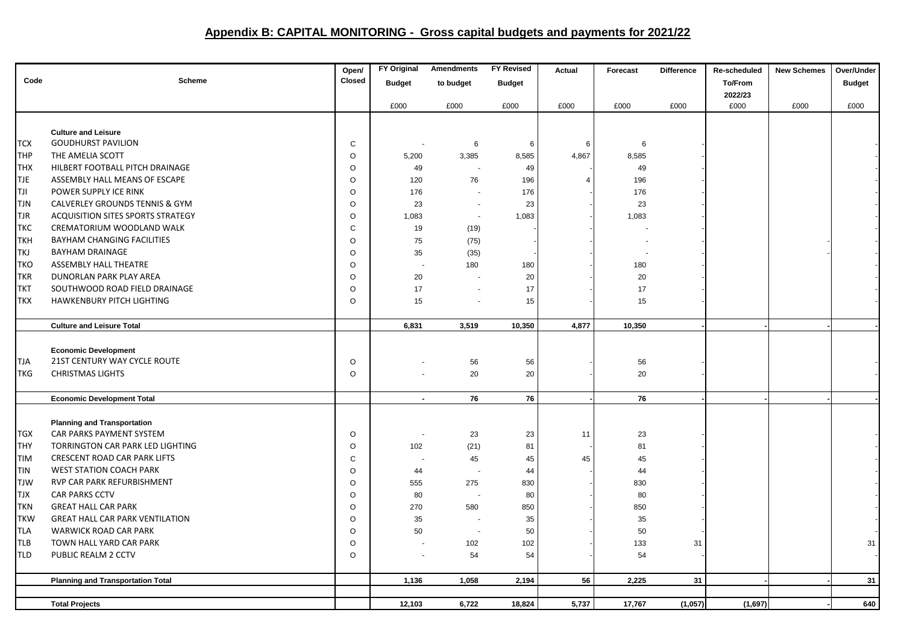## Appendix B: CAPITAL MONITORING - Gross capital budgets and payments for 2021/22

| Code | Scheme | Open/ Closed | FY Original Budget | Amendments to budget | FY Revised Budget | Actual | Forecast | Difference | Re-scheduled To/From 2022/23 | New Schemes | Over/Under Budget |
|---|---|---|---|---|---|---|---|---|---|---|---|
| | | | £000 | £000 | £000 | £000 | £000 | £000 | £000 | £000 | £000 |
| | **Culture and Leisure** | | | | | | | | | | |
| TCX | GOUDHURST PAVILION | C | - | 6 | 6 | 6 | 6 | - | | | - |
| THP | THE AMELIA SCOTT | O | 5,200 | 3,385 | 8,585 | 4,867 | 8,585 | - | | | - |
| THX | HILBERT FOOTBALL PITCH DRAINAGE | O | 49 | - | 49 | - | 49 | - | | | - |
| TJE | ASSEMBLY HALL MEANS OF ESCAPE | O | 120 | 76 | 196 | 4 | 196 | - | | | - |
| TJI | POWER SUPPLY ICE RINK | O | 176 | - | 176 | - | 176 | - | | | - |
| TJN | CALVERLEY GROUNDS TENNIS & GYM | O | 23 | - | 23 | - | 23 | - | | | - |
| TJR | ACQUISITION SITES SPORTS STRATEGY | O | 1,083 | - | 1,083 | - | 1,083 | - | | | - |
| TKC | CREMATORIUM WOODLAND WALK | C | 19 | (19) | - | - | - | - | | | - |
| TKH | BAYHAM CHANGING FACILITIES | O | 75 | (75) | - | - | - | - | | - | - |
| TKJ | BAYHAM DRAINAGE | O | 35 | (35) | - | - | - | - | | - | - |
| TKO | ASSEMBLY HALL THEATRE | O | - | 180 | 180 | - | 180 | - | | | - |
| TKR | DUNORLAN PARK PLAY AREA | O | 20 | - | 20 | - | 20 | - | | | - |
| TKT | SOUTHWOOD ROAD FIELD DRAINAGE | O | 17 | - | 17 | - | 17 | - | | | - |
| TKX | HAWKENBURY PITCH LIGHTING | O | 15 | - | 15 | - | 15 | - | | | - |
| | **Culture and Leisure Total** | | **6,831** | **3,519** | **10,350** | **4,877** | **10,350** | **-** | **-** | **-** | **-** |
| | **Economic Development** | | | | | | | | | | |
| TJA | 21ST CENTURY WAY CYCLE ROUTE | O | - | 56 | 56 | - | 56 | - | | | - |
| TKG | CHRISTMAS LIGHTS | O | - | 20 | 20 | - | 20 | - | | | - |
| | **Economic Development Total** | | **-** | **76** | **76** | **-** | **76** | **-** | **-** | **-** | **-** |
| | **Planning and Transportation** | | | | | | | | | | |
| TGX | CAR PARKS PAYMENT SYSTEM | O | - | 23 | 23 | 11 | 23 | - | | | - |
| THY | TORRINGTON CAR PARK LED LIGHTING | O | 102 | (21) | 81 | - | 81 | - | | | - |
| TIM | CRESCENT ROAD CAR PARK LIFTS | C | - | 45 | 45 | 45 | 45 | - | | | - |
| TIN | WEST STATION COACH PARK | O | 44 | - | 44 | - | 44 | - | | | - |
| TJW | RVP CAR PARK REFURBISHMENT | O | 555 | 275 | 830 | - | 830 | - | | | - |
| TJX | CAR PARKS CCTV | O | 80 | - | 80 | - | 80 | - | | | - |
| TKN | GREAT HALL CAR PARK | O | 270 | 580 | 850 | - | 850 | - | | | - |
| TKW | GREAT HALL CAR PARK VENTILATION | O | 35 | - | 35 | - | 35 | - | | | - |
| TLA | WARWICK ROAD CAR PARK | O | 50 | - | 50 | - | 50 | - | | | - |
| TLB | TOWN HALL YARD CAR PARK | O | - | 102 | 102 | - | 133 | 31 | | | 31 |
| TLD | PUBLIC REALM 2 CCTV | O | - | 54 | 54 | - | 54 | - | | | - |
| | **Planning and Transportation Total** | | **1,136** | **1,058** | **2,194** | **56** | **2,225** | **31** | **-** | **-** | **31** |
| | **Total Projects** | | **12,103** | **6,722** | **18,824** | **5,737** | **17,767** | **(1,057)** | **(1,697)** | **-** | **640** |